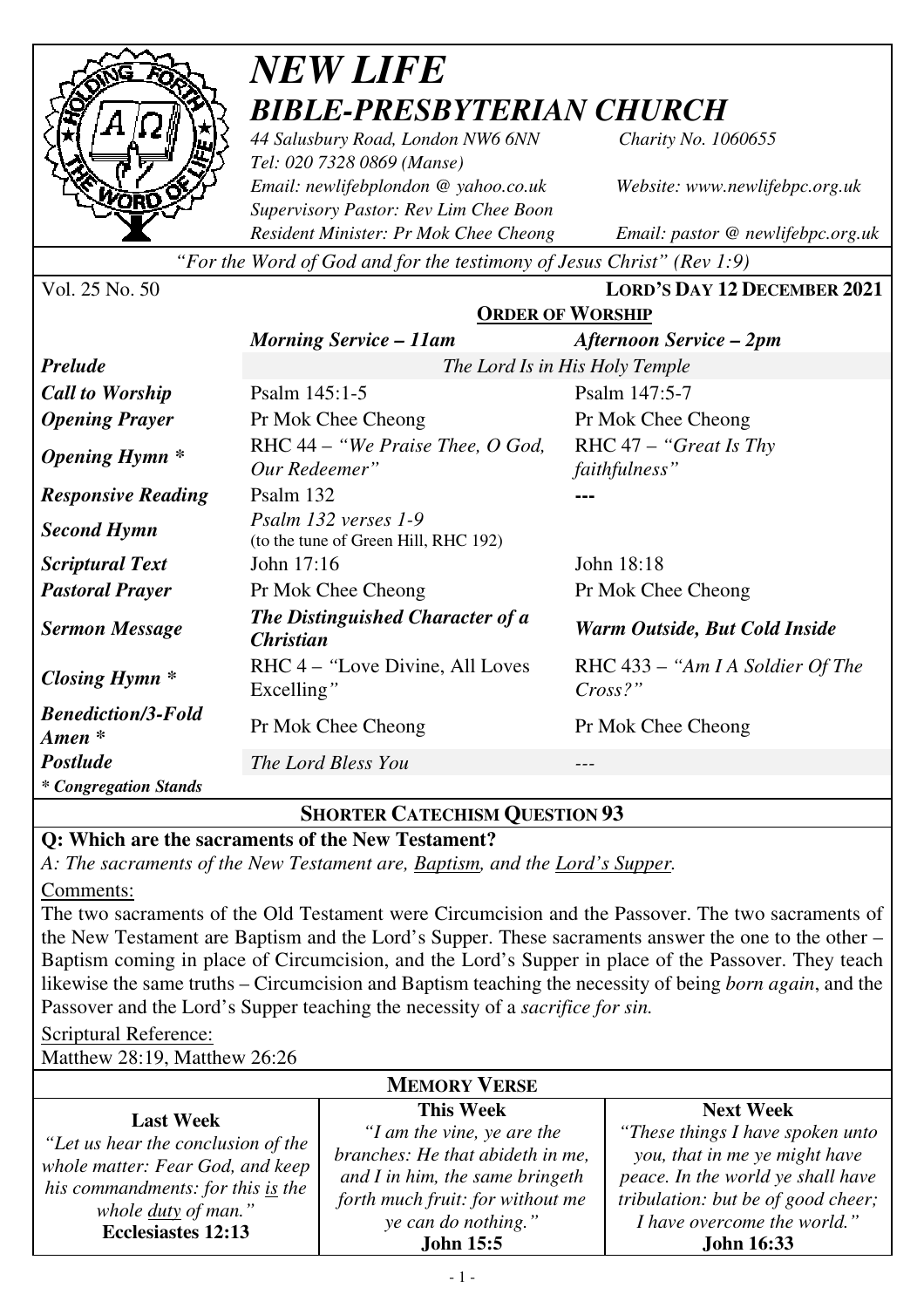# *NEW LIFE*
## *BIBLE-PRESBYTERIAN CHURCH*

*44 Salusbury Road, London NW6 6NN* — *Charity No. 1060655*
*Tel: 020 7328 0869 (Manse)*
*Email: newlifebplondon @ yahoo.co.uk* — *Website: www.newlifebpc.org.uk*
*Supervisory Pastor: Rev Lim Chee Boon*
*Resident Minister: Pr Mok Chee Cheong* — *Email: pastor @ newlifebpc.org.uk*

*"For the Word of God and for the testimony of Jesus Christ" (Rev 1:9)*

Vol. 25 No. 50 — **LORD'S DAY 12 DECEMBER 2021**

### ORDER OF WORSHIP

| | *Morning Service – 11am* | *Afternoon Service – 2pm* |
|---|---|---|
| ***Prelude*** | *The Lord Is in His Holy Temple* | |
| ***Call to Worship*** | Psalm 145:1-5 | Psalm 147:5-7 |
| ***Opening Prayer*** | Pr Mok Chee Cheong | Pr Mok Chee Cheong |
| ***Opening Hymn **** | RHC 44 – *"We Praise Thee, O God, Our Redeemer"* | RHC 47 – *"Great Is Thy faithfulness"* |
| ***Responsive Reading*** | Psalm 132 | --- |
| ***Second Hymn*** | *Psalm 132 verses 1-9* (to the tune of Green Hill, RHC 192) | |
| ***Scriptural Text*** | John 17:16 | John 18:18 |
| ***Pastoral Prayer*** | Pr Mok Chee Cheong | Pr Mok Chee Cheong |
| ***Sermon Message*** | ***The Distinguished Character of a Christian*** | ***Warm Outside, But Cold Inside*** |
| ***Closing Hymn **** | RHC 4 – "Love Divine, All Loves Excelling*"* | RHC 433 – *"Am I A Soldier Of The Cross?"* |
| ***Benediction/3-Fold Amen **** | Pr Mok Chee Cheong | Pr Mok Chee Cheong |
| ***Postlude*** | *The Lord Bless You* | --- |

***\* Congregation Stands***

### SHORTER CATECHISM QUESTION 93

**Q: Which are the sacraments of the New Testament?**

*A: The sacraments of the New Testament are, Baptism, and the Lord's Supper.*

Comments:

The two sacraments of the Old Testament were Circumcision and the Passover. The two sacraments of the New Testament are Baptism and the Lord's Supper. These sacraments answer the one to the other – Baptism coming in place of Circumcision, and the Lord's Supper in place of the Passover. They teach likewise the same truths – Circumcision and Baptism teaching the necessity of being *born again*, and the Passover and the Lord's Supper teaching the necessity of a *sacrifice for sin.*

Scriptural Reference:

Matthew 28:19, Matthew 26:26

### MEMORY VERSE

| **Last Week** | **This Week** | **Next Week** |
|---|---|---|
| *"Let us hear the conclusion of the whole matter: Fear God, and keep his commandments: for this is the whole duty of man."* **Ecclesiastes 12:13** | *"I am the vine, ye are the branches: He that abideth in me, and I in him, the same bringeth forth much fruit: for without me ye can do nothing."* **John 15:5** | *"These things I have spoken unto you, that in me ye might have peace. In the world ye shall have tribulation: but be of good cheer; I have overcome the world."* **John 16:33** |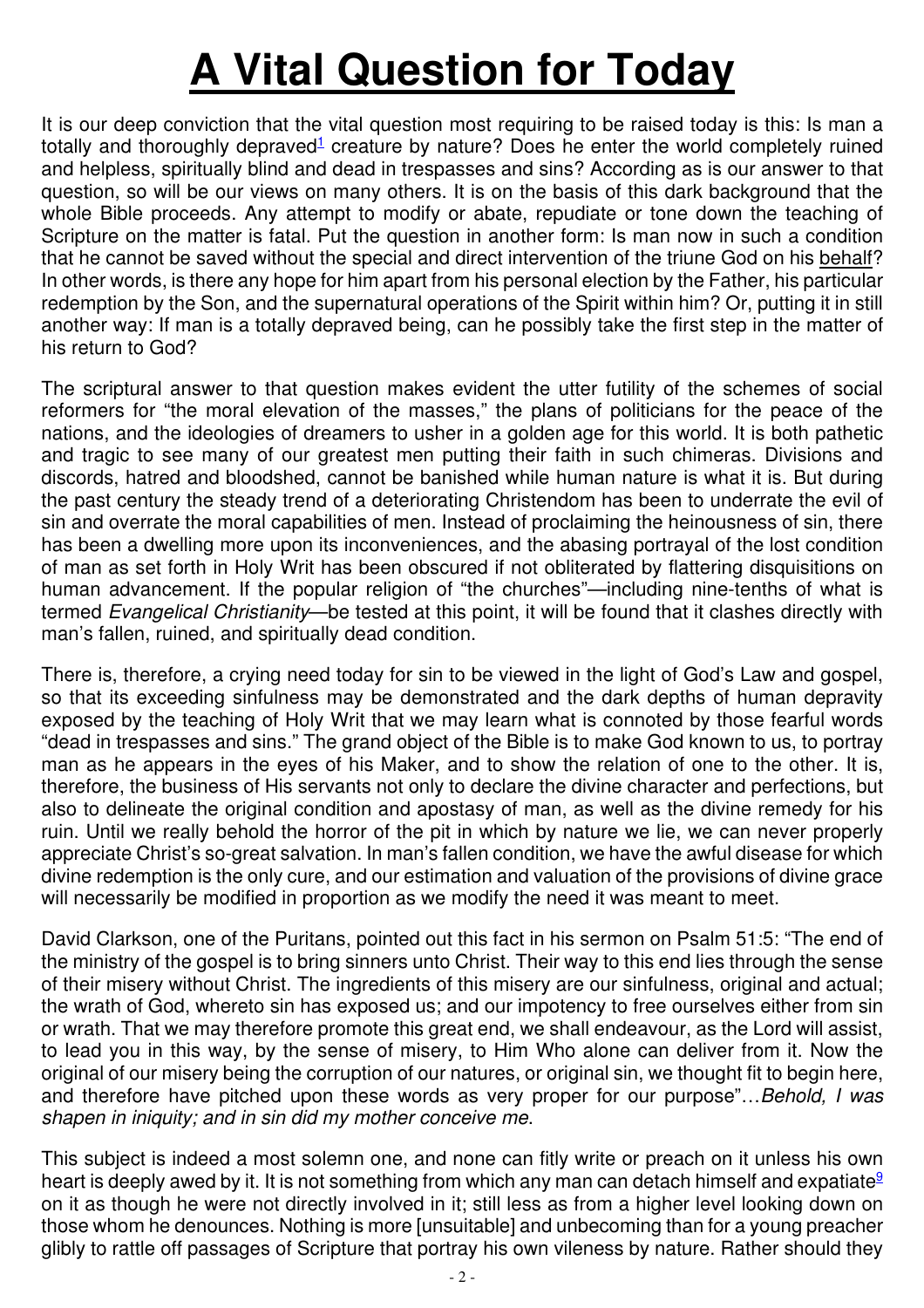# A Vital Question for Today

It is our deep conviction that the vital question most requiring to be raised today is this: Is man a totally and thoroughly depraved[1] creature by nature? Does he enter the world completely ruined and helpless, spiritually blind and dead in trespasses and sins? According as is our answer to that question, so will be our views on many others. It is on the basis of this dark background that the whole Bible proceeds. Any attempt to modify or abate, repudiate or tone down the teaching of Scripture on the matter is fatal. Put the question in another form: Is man now in such a condition that he cannot be saved without the special and direct intervention of the triune God on his behalf? In other words, is there any hope for him apart from his personal election by the Father, his particular redemption by the Son, and the supernatural operations of the Spirit within him? Or, putting it in still another way: If man is a totally depraved being, can he possibly take the first step in the matter of his return to God?

The scriptural answer to that question makes evident the utter futility of the schemes of social reformers for "the moral elevation of the masses," the plans of politicians for the peace of the nations, and the ideologies of dreamers to usher in a golden age for this world. It is both pathetic and tragic to see many of our greatest men putting their faith in such chimeras. Divisions and discords, hatred and bloodshed, cannot be banished while human nature is what it is. But during the past century the steady trend of a deteriorating Christendom has been to underrate the evil of sin and overrate the moral capabilities of men. Instead of proclaiming the heinousness of sin, there has been a dwelling more upon its inconveniences, and the abasing portrayal of the lost condition of man as set forth in Holy Writ has been obscured if not obliterated by flattering disquisitions on human advancement. If the popular religion of "the churches"—including nine-tenths of what is termed *Evangelical Christianity*—be tested at this point, it will be found that it clashes directly with man's fallen, ruined, and spiritually dead condition.

There is, therefore, a crying need today for sin to be viewed in the light of God's Law and gospel, so that its exceeding sinfulness may be demonstrated and the dark depths of human depravity exposed by the teaching of Holy Writ that we may learn what is connoted by those fearful words "dead in trespasses and sins." The grand object of the Bible is to make God known to us, to portray man as he appears in the eyes of his Maker, and to show the relation of one to the other. It is, therefore, the business of His servants not only to declare the divine character and perfections, but also to delineate the original condition and apostasy of man, as well as the divine remedy for his ruin. Until we really behold the horror of the pit in which by nature we lie, we can never properly appreciate Christ's so-great salvation. In man's fallen condition, we have the awful disease for which divine redemption is the only cure, and our estimation and valuation of the provisions of divine grace will necessarily be modified in proportion as we modify the need it was meant to meet.

David Clarkson, one of the Puritans, pointed out this fact in his sermon on Psalm 51:5: "The end of the ministry of the gospel is to bring sinners unto Christ. Their way to this end lies through the sense of their misery without Christ. The ingredients of this misery are our sinfulness, original and actual; the wrath of God, whereto sin has exposed us; and our impotency to free ourselves either from sin or wrath. That we may therefore promote this great end, we shall endeavour, as the Lord will assist, to lead you in this way, by the sense of misery, to Him Who alone can deliver from it. Now the original of our misery being the corruption of our natures, or original sin, we thought fit to begin here, and therefore have pitched upon these words as very proper for our purpose"…*Behold, I was shapen in iniquity; and in sin did my mother conceive me.*

This subject is indeed a most solemn one, and none can fitly write or preach on it unless his own heart is deeply awed by it. It is not something from which any man can detach himself and expatiate[9] on it as though he were not directly involved in it; still less as from a higher level looking down on those whom he denounces. Nothing is more [unsuitable] and unbecoming than for a young preacher glibly to rattle off passages of Scripture that portray his own vileness by nature. Rather should they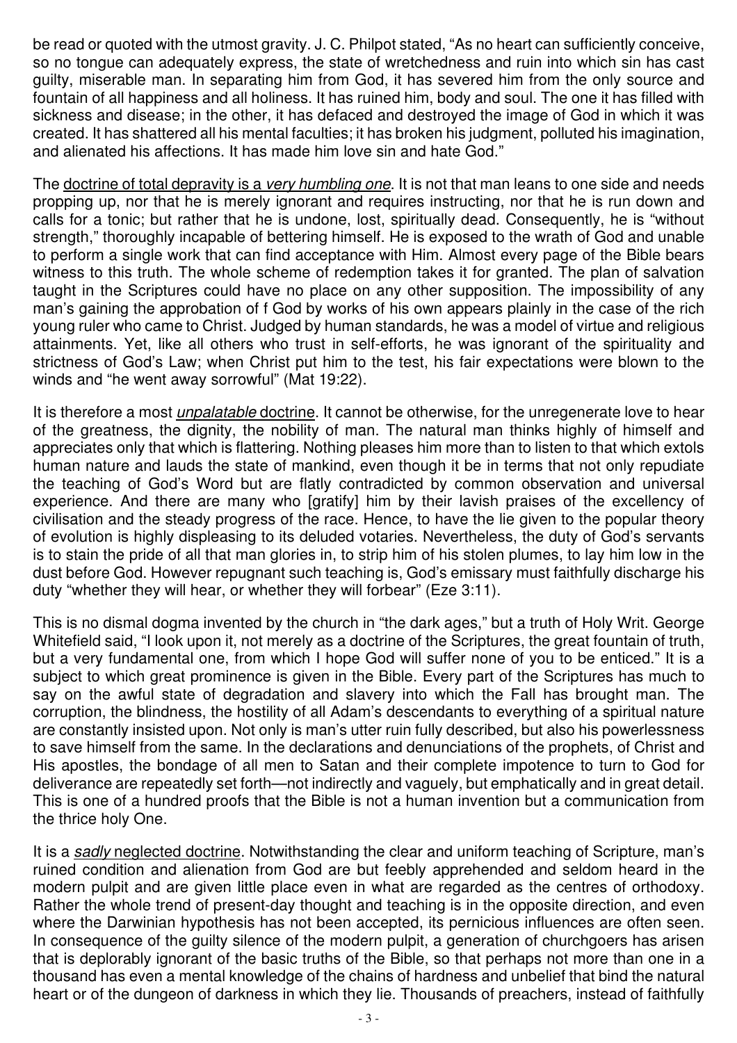be read or quoted with the utmost gravity. J. C. Philpot stated, "As no heart can sufficiently conceive, so no tongue can adequately express, the state of wretchedness and ruin into which sin has cast guilty, miserable man. In separating him from God, it has severed him from the only source and fountain of all happiness and all holiness. It has ruined him, body and soul. The one it has filled with sickness and disease; in the other, it has defaced and destroyed the image of God in which it was created. It has shattered all his mental faculties; it has broken his judgment, polluted his imagination, and alienated his affections. It has made him love sin and hate God."

The doctrine of total depravity is a *very humbling one*. It is not that man leans to one side and needs propping up, nor that he is merely ignorant and requires instructing, nor that he is run down and calls for a tonic; but rather that he is undone, lost, spiritually dead. Consequently, he is "without strength," thoroughly incapable of bettering himself. He is exposed to the wrath of God and unable to perform a single work that can find acceptance with Him. Almost every page of the Bible bears witness to this truth. The whole scheme of redemption takes it for granted. The plan of salvation taught in the Scriptures could have no place on any other supposition. The impossibility of any man's gaining the approbation of f God by works of his own appears plainly in the case of the rich young ruler who came to Christ. Judged by human standards, he was a model of virtue and religious attainments. Yet, like all others who trust in self-efforts, he was ignorant of the spirituality and strictness of God's Law; when Christ put him to the test, his fair expectations were blown to the winds and "he went away sorrowful" (Mat 19:22).

It is therefore a most *unpalatable* doctrine. It cannot be otherwise, for the unregenerate love to hear of the greatness, the dignity, the nobility of man. The natural man thinks highly of himself and appreciates only that which is flattering. Nothing pleases him more than to listen to that which extols human nature and lauds the state of mankind, even though it be in terms that not only repudiate the teaching of God's Word but are flatly contradicted by common observation and universal experience. And there are many who [gratify] him by their lavish praises of the excellency of civilisation and the steady progress of the race. Hence, to have the lie given to the popular theory of evolution is highly displeasing to its deluded votaries. Nevertheless, the duty of God's servants is to stain the pride of all that man glories in, to strip him of his stolen plumes, to lay him low in the dust before God. However repugnant such teaching is, God's emissary must faithfully discharge his duty "whether they will hear, or whether they will forbear" (Eze 3:11).

This is no dismal dogma invented by the church in "the dark ages," but a truth of Holy Writ. George Whitefield said, "I look upon it, not merely as a doctrine of the Scriptures, the great fountain of truth, but a very fundamental one, from which I hope God will suffer none of you to be enticed." It is a subject to which great prominence is given in the Bible. Every part of the Scriptures has much to say on the awful state of degradation and slavery into which the Fall has brought man. The corruption, the blindness, the hostility of all Adam's descendants to everything of a spiritual nature are constantly insisted upon. Not only is man's utter ruin fully described, but also his powerlessness to save himself from the same. In the declarations and denunciations of the prophets, of Christ and His apostles, the bondage of all men to Satan and their complete impotence to turn to God for deliverance are repeatedly set forth—not indirectly and vaguely, but emphatically and in great detail. This is one of a hundred proofs that the Bible is not a human invention but a communication from the thrice holy One.

It is a *sadly* neglected doctrine. Notwithstanding the clear and uniform teaching of Scripture, man's ruined condition and alienation from God are but feebly apprehended and seldom heard in the modern pulpit and are given little place even in what are regarded as the centres of orthodoxy. Rather the whole trend of present-day thought and teaching is in the opposite direction, and even where the Darwinian hypothesis has not been accepted, its pernicious influences are often seen. In consequence of the guilty silence of the modern pulpit, a generation of churchgoers has arisen that is deplorably ignorant of the basic truths of the Bible, so that perhaps not more than one in a thousand has even a mental knowledge of the chains of hardness and unbelief that bind the natural heart or of the dungeon of darkness in which they lie. Thousands of preachers, instead of faithfully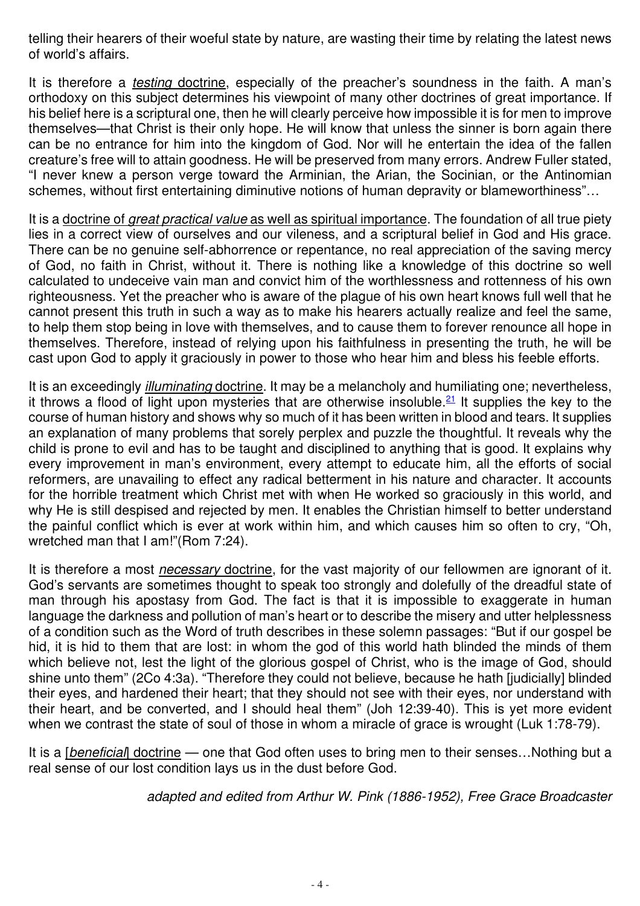telling their hearers of their woeful state by nature, are wasting their time by relating the latest news of world's affairs.

It is therefore a *testing* doctrine, especially of the preacher's soundness in the faith. A man's orthodoxy on this subject determines his viewpoint of many other doctrines of great importance. If his belief here is a scriptural one, then he will clearly perceive how impossible it is for men to improve themselves—that Christ is their only hope. He will know that unless the sinner is born again there can be no entrance for him into the kingdom of God. Nor will he entertain the idea of the fallen creature's free will to attain goodness. He will be preserved from many errors. Andrew Fuller stated, "I never knew a person verge toward the Arminian, the Arian, the Socinian, or the Antinomian schemes, without first entertaining diminutive notions of human depravity or blameworthiness"…

It is a doctrine of *great practical value* as well as spiritual importance. The foundation of all true piety lies in a correct view of ourselves and our vileness, and a scriptural belief in God and His grace. There can be no genuine self-abhorrence or repentance, no real appreciation of the saving mercy of God, no faith in Christ, without it. There is nothing like a knowledge of this doctrine so well calculated to undeceive vain man and convict him of the worthlessness and rottenness of his own righteousness. Yet the preacher who is aware of the plague of his own heart knows full well that he cannot present this truth in such a way as to make his hearers actually realize and feel the same, to help them stop being in love with themselves, and to cause them to forever renounce all hope in themselves. Therefore, instead of relying upon his faithfulness in presenting the truth, he will be cast upon God to apply it graciously in power to those who hear him and bless his feeble efforts.

It is an exceedingly *illuminating* doctrine. It may be a melancholy and humiliating one; nevertheless, it throws a flood of light upon mysteries that are otherwise insoluble.[21] It supplies the key to the course of human history and shows why so much of it has been written in blood and tears. It supplies an explanation of many problems that sorely perplex and puzzle the thoughtful. It reveals why the child is prone to evil and has to be taught and disciplined to anything that is good. It explains why every improvement in man's environment, every attempt to educate him, all the efforts of social reformers, are unavailing to effect any radical betterment in his nature and character. It accounts for the horrible treatment which Christ met with when He worked so graciously in this world, and why He is still despised and rejected by men. It enables the Christian himself to better understand the painful conflict which is ever at work within him, and which causes him so often to cry, "Oh, wretched man that I am!"(Rom 7:24).

It is therefore a most *necessary* doctrine, for the vast majority of our fellowmen are ignorant of it. God's servants are sometimes thought to speak too strongly and dolefully of the dreadful state of man through his apostasy from God. The fact is that it is impossible to exaggerate in human language the darkness and pollution of man's heart or to describe the misery and utter helplessness of a condition such as the Word of truth describes in these solemn passages: "But if our gospel be hid, it is hid to them that are lost: in whom the god of this world hath blinded the minds of them which believe not, lest the light of the glorious gospel of Christ, who is the image of God, should shine unto them" (2Co 4:3a). "Therefore they could not believe, because he hath [judicially] blinded their eyes, and hardened their heart; that they should not see with their eyes, nor understand with their heart, and be converted, and I should heal them" (Joh 12:39-40). This is yet more evident when we contrast the state of soul of those in whom a miracle of grace is wrought (Luk 1:78-79).

It is a [*beneficial*] doctrine — one that God often uses to bring men to their senses…Nothing but a real sense of our lost condition lays us in the dust before God.

*adapted and edited from Arthur W. Pink (1886-1952), Free Grace Broadcaster*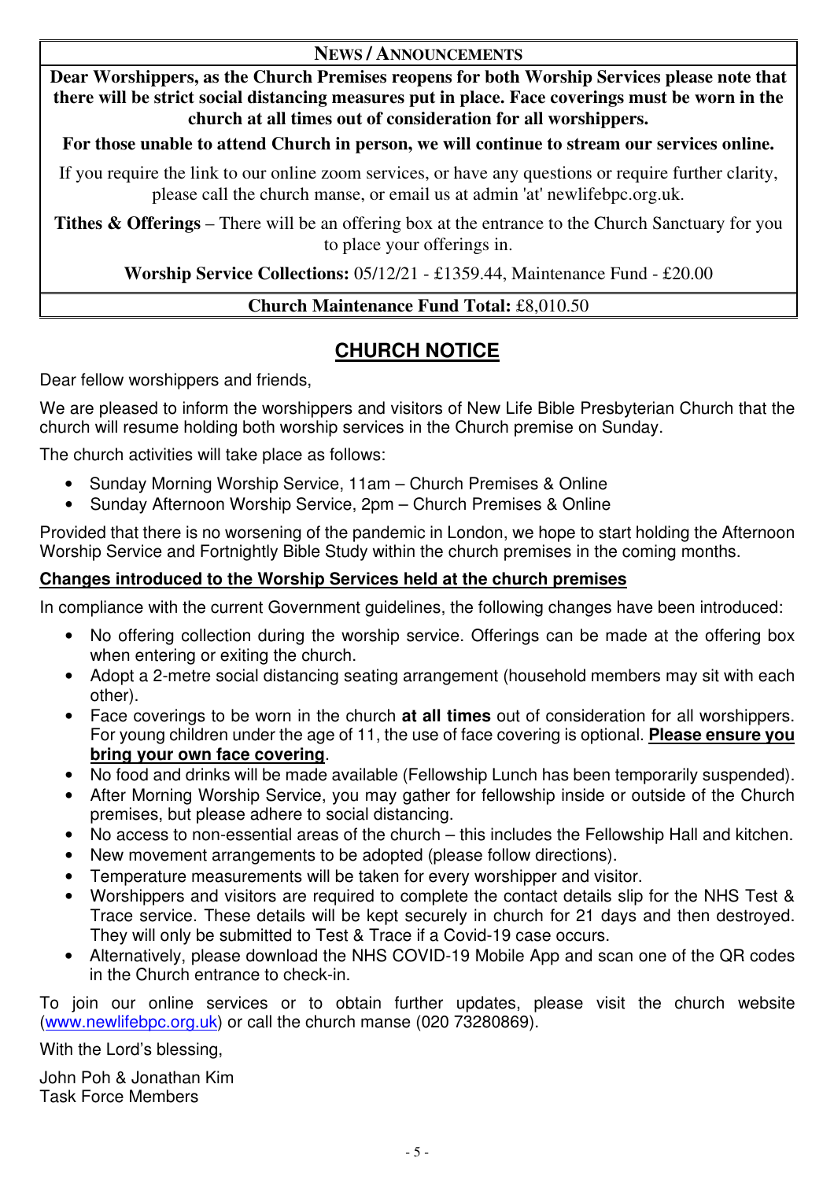**NEWS / ANNOUNCEMENTS**

**Dear Worshippers, as the Church Premises reopens for both Worship Services please note that there will be strict social distancing measures put in place. Face coverings must be worn in the church at all times out of consideration for all worshippers.**

**For those unable to attend Church in person, we will continue to stream our services online.**

If you require the link to our online zoom services, or have any questions or require further clarity, please call the church manse, or email us at admin 'at' newlifebpc.org.uk.

**Tithes & Offerings** – There will be an offering box at the entrance to the Church Sanctuary for you to place your offerings in.

**Worship Service Collections:** 05/12/21 - £1359.44, Maintenance Fund - £20.00

**Church Maintenance Fund Total:** £8,010.50

## CHURCH NOTICE

Dear fellow worshippers and friends,

We are pleased to inform the worshippers and visitors of New Life Bible Presbyterian Church that the church will resume holding both worship services in the Church premise on Sunday.

The church activities will take place as follows:

- Sunday Morning Worship Service, 11am – Church Premises & Online
- Sunday Afternoon Worship Service, 2pm – Church Premises & Online

Provided that there is no worsening of the pandemic in London, we hope to start holding the Afternoon Worship Service and Fortnightly Bible Study within the church premises in the coming months.

**Changes introduced to the Worship Services held at the church premises**

In compliance with the current Government guidelines, the following changes have been introduced:

- No offering collection during the worship service. Offerings can be made at the offering box when entering or exiting the church.
- Adopt a 2-metre social distancing seating arrangement (household members may sit with each other).
- Face coverings to be worn in the church **at all times** out of consideration for all worshippers. For young children under the age of 11, the use of face covering is optional. **Please ensure you bring your own face covering**.
- No food and drinks will be made available (Fellowship Lunch has been temporarily suspended).
- After Morning Worship Service, you may gather for fellowship inside or outside of the Church premises, but please adhere to social distancing.
- No access to non-essential areas of the church – this includes the Fellowship Hall and kitchen.
- New movement arrangements to be adopted (please follow directions).
- Temperature measurements will be taken for every worshipper and visitor.
- Worshippers and visitors are required to complete the contact details slip for the NHS Test & Trace service. These details will be kept securely in church for 21 days and then destroyed. They will only be submitted to Test & Trace if a Covid-19 case occurs.
- Alternatively, please download the NHS COVID-19 Mobile App and scan one of the QR codes in the Church entrance to check-in.

To join our online services or to obtain further updates, please visit the church website (www.newlifebpc.org.uk) or call the church manse (020 73280869).

With the Lord's blessing,

John Poh & Jonathan Kim
Task Force Members